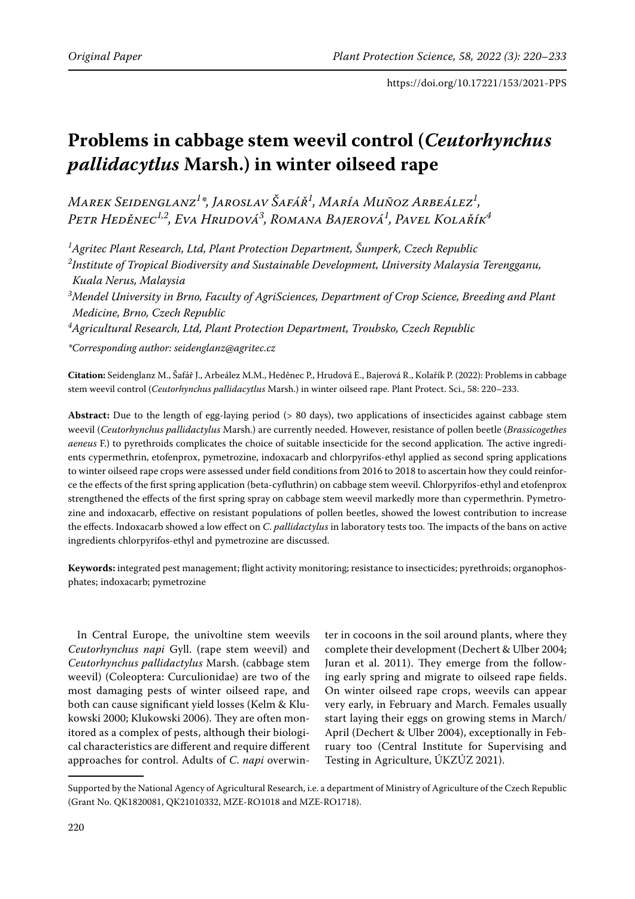# Problems in cabbage stem weevil control (*Ceutorhynchus pallidacytlus* Marsh.) in winter oilseed rape

*Marek Seidenglanz[1]\*, Jaroslav Šafář[1], María Muñoz Arbeález[1], Petr Heděnec[1,2], Eva Hrudová[3], Romana Bajerová[1], Pavel Kolařík[4]*

[1] *Agritec Plant Research, Ltd, Plant Protection Department, Šumperk, Czech Republic*

[2] *Institute of Tropical Biodiversity and Sustainable Development, University Malaysia Terengganu, Kuala Nerus, Malaysia*

[3] *Mendel University in Brno, Faculty of AgriSciences, Department of Crop Science, Breeding and Plant Medicine, Brno, Czech Republic*

[4] *Agricultural Research, Ltd, Plant Protection Department, Troubsko, Czech Republic*

*\*Corresponding author: seidenglanz@agritec.cz*

**Citation:** Seidenglanz M., Šafář J., Arbeález M.M., Heděnec P., Hrudová E., Bajerová R., Kolařík P. (2022): Problems in cabbage stem weevil control (*Ceutorhynchus pallidactylus* Marsh.) in winter oilseed rape. Plant Protect. Sci., 58: 220–233.

**Abstract:** Due to the length of egg-laying period (> 80 days), two applications of insecticides against cabbage stem weevil (*Ceutorhynchus pallidactylus* Marsh.) are currently needed. However, resistance of pollen beetle (*Brassicogethes aeneus* F.) to pyrethroids complicates the choice of suitable insecticide for the second application. The active ingredients cypermethrin, etofenprox, pymetrozine, indoxacarb and chlorpyrifos-ethyl applied as second spring applications to winter oilseed rape crops were assessed under field conditions from 2016 to 2018 to ascertain how they could reinforce the effects of the first spring application (beta-cyfluthrin) on cabbage stem weevil. Chlorpyrifos-ethyl and etofenprox strengthened the effects of the first spring spray on cabbage stem weevil markedly more than cypermethrin. Pymetrozine and indoxacarb, effective on resistant populations of pollen beetles, showed the lowest contribution to increase the effects. Indoxacarb showed a low effect on *C. pallidactylus* in laboratory tests too. The impacts of the bans on active ingredients chlorpyrifos-ethyl and pymetrozine are discussed.

**Keywords:** integrated pest management; flight activity monitoring; resistance to insecticides; pyrethroids; organophosphates; indoxacarb; pymetrozine

In Central Europe, the univoltine stem weevils *Ceutorhynchus napi* Gyll. (rape stem weevil) and *Ceutorhynchus pallidactylus* Marsh. (cabbage stem weevil) (Coleoptera: Curculionidae) are two of the most damaging pests of winter oilseed rape, and both can cause significant yield losses (Kelm & Klukowski 2000; Klukowski 2006). They are often monitored as a complex of pests, although their biological characteristics are different and require different approaches for control. Adults of *C. napi* overwinter in cocoons in the soil around plants, where they complete their development (Dechert & Ulber 2004; Juran et al. 2011). They emerge from the following early spring and migrate to oilseed rape fields. On winter oilseed rape crops, weevils can appear very early, in February and March. Females usually start laying their eggs on growing stems in March/April (Dechert & Ulber 2004), exceptionally in February too (Central Institute for Supervising and Testing in Agriculture, ÚKZÚZ 2021).

Supported by the National Agency of Agricultural Research, i.e. a department of Ministry of Agriculture of the Czech Republic (Grant No. QK1820081, QK21010332, MZE-RO1018 and MZE-RO1718).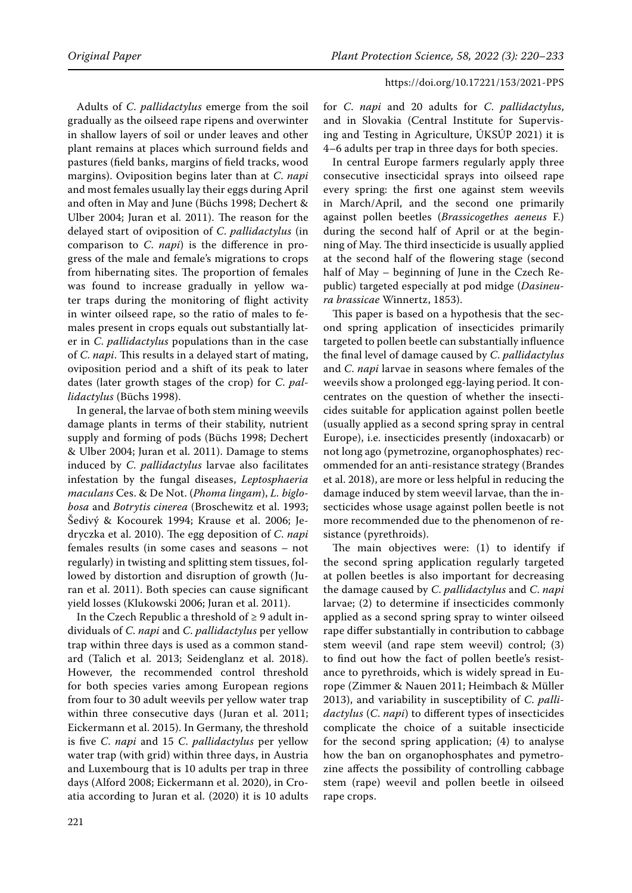Adults of *C. pallidactylus* emerge from the soil gradually as the oilseed rape ripens and overwinter in shallow layers of soil or under leaves and other plant remains at places which surround fields and pastures (field banks, margins of field tracks, wood margins). Oviposition begins later than at *C. napi* and most females usually lay their eggs during April and often in May and June (Büchs 1998; Dechert & Ulber 2004; Juran et al. 2011). The reason for the delayed start of oviposition of *C. pallidactylus* (in comparison to *C. napi*) is the difference in progress of the male and female's migrations to crops from hibernating sites. The proportion of females was found to increase gradually in yellow water traps during the monitoring of flight activity in winter oilseed rape, so the ratio of males to females present in crops equals out substantially later in *C. pallidactylus* populations than in the case of *C. napi*. This results in a delayed start of mating, oviposition period and a shift of its peak to later dates (later growth stages of the crop) for *C. pallidactylus* (Büchs 1998).

In general, the larvae of both stem mining weevils damage plants in terms of their stability, nutrient supply and forming of pods (Büchs 1998; Dechert & Ulber 2004; Juran et al. 2011). Damage to stems induced by *C. pallidactylus* larvae also facilitates infestation by the fungal diseases, *Leptosphaeria maculans* Ces. & De Not. (*Phoma lingam*), *L. biglobosa* and *Botrytis cinerea* (Broschewitz et al. 1993; Šedivý & Kocourek 1994; Krause et al. 2006; Jedryczka et al. 2010). The egg deposition of *C. napi* females results (in some cases and seasons – not regularly) in twisting and splitting stem tissues, followed by distortion and disruption of growth (Juran et al. 2011). Both species can cause significant yield losses (Klukowski 2006; Juran et al. 2011).

In the Czech Republic a threshold of ≥ 9 adult individuals of *C. napi* and *C. pallidactylus* per yellow trap within three days is used as a common standard (Talich et al. 2013; Seidenglanz et al. 2018). However, the recommended control threshold for both species varies among European regions from four to 30 adult weevils per yellow water trap within three consecutive days (Juran et al. 2011; Eickermann et al. 2015). In Germany, the threshold is five *C. napi* and 15 *C. pallidactylus* per yellow water trap (with grid) within three days, in Austria and Luxembourg that is 10 adults per trap in three days (Alford 2008; Eickermann et al. 2020), in Croatia according to Juran et al. (2020) it is 10 adults for *C. napi* and 20 adults for *C. pallidactylus*, and in Slovakia (Central Institute for Supervising and Testing in Agriculture, ÚKSÚP 2021) it is 4–6 adults per trap in three days for both species.

In central Europe farmers regularly apply three consecutive insecticidal sprays into oilseed rape every spring: the first one against stem weevils in March/April, and the second one primarily against pollen beetles (*Brassicogethes aeneus* F.) during the second half of April or at the beginning of May. The third insecticide is usually applied at the second half of the flowering stage (second half of May – beginning of June in the Czech Republic) targeted especially at pod midge (*Dasineura brassicae* Winnertz, 1853).

This paper is based on a hypothesis that the second spring application of insecticides primarily targeted to pollen beetle can substantially influence the final level of damage caused by *C. pallidactylus* and *C. napi* larvae in seasons where females of the weevils show a prolonged egg-laying period. It concentrates on the question of whether the insecticides suitable for application against pollen beetle (usually applied as a second spring spray in central Europe), i.e. insecticides presently (indoxacarb) or not long ago (pymetrozine, organophosphates) recommended for an anti-resistance strategy (Brandes et al. 2018), are more or less helpful in reducing the damage induced by stem weevil larvae, than the insecticides whose usage against pollen beetle is not more recommended due to the phenomenon of resistance (pyrethroids).

The main objectives were: (1) to identify if the second spring application regularly targeted at pollen beetles is also important for decreasing the damage caused by *C. pallidactylus* and *C. napi* larvae; (2) to determine if insecticides commonly applied as a second spring spray to winter oilseed rape differ substantially in contribution to cabbage stem weevil (and rape stem weevil) control; (3) to find out how the fact of pollen beetle's resistance to pyrethroids, which is widely spread in Europe (Zimmer & Nauen 2011; Heimbach & Müller 2013), and variability in susceptibility of *C. pallidactylus* (*C. napi*) to different types of insecticides complicate the choice of a suitable insecticide for the second spring application; (4) to analyse how the ban on organophosphates and pymetrozine affects the possibility of controlling cabbage stem (rape) weevil and pollen beetle in oilseed rape crops.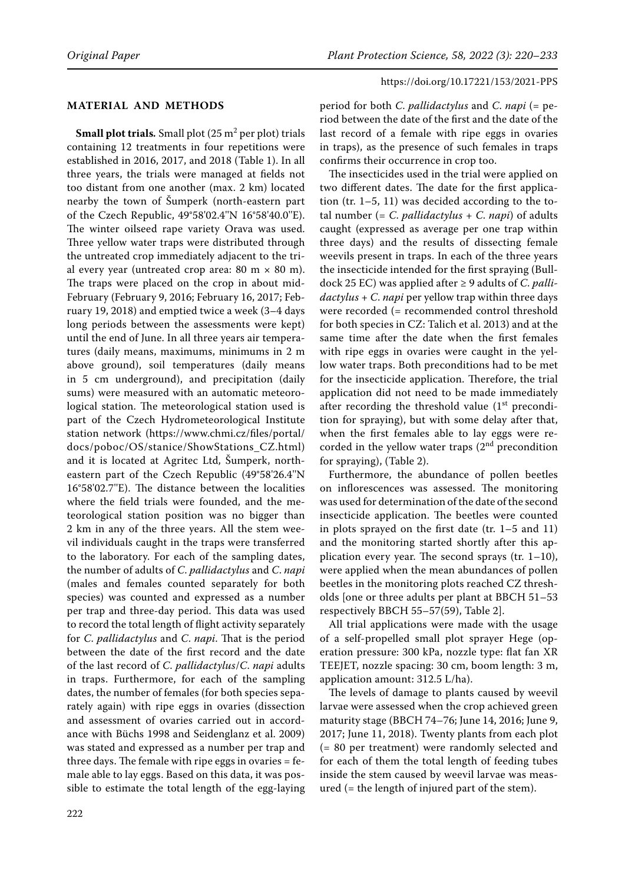## MATERIAL AND METHODS

**Small plot trials.** Small plot (25 m$^2$ per plot) trials containing 12 treatments in four repetitions were established in 2016, 2017, and 2018 (Table 1). In all three years, the trials were managed at fields not too distant from one another (max. 2 km) located nearby the town of Šumperk (north-eastern part of the Czech Republic, 49°58'02.4"N 16°58'40.0"E). The winter oilseed rape variety Orava was used. Three yellow water traps were distributed through the untreated crop immediately adjacent to the trial every year (untreated crop area: 80 m × 80 m). The traps were placed on the crop in about mid-February (February 9, 2016; February 16, 2017; February 19, 2018) and emptied twice a week (3–4 days long periods between the assessments were kept) until the end of June. In all three years air temperatures (daily means, maximums, minimums in 2 m above ground), soil temperatures (daily means in 5 cm underground), and precipitation (daily sums) were measured with an automatic meteorological station. The meteorological station used is part of the Czech Hydrometeorological Institute station network (https://www.chmi.cz/files/portal/docs/poboc/OS/stanice/ShowStations_CZ.html) and it is located at Agritec Ltd, Šumperk, north-eastern part of the Czech Republic (49°58'26.4"N 16°58'02.7"E). The distance between the localities where the field trials were founded, and the meteorological station position was no bigger than 2 km in any of the three years. All the stem weevil individuals caught in the traps were transferred to the laboratory. For each of the sampling dates, the number of adults of *C. pallidactylus* and *C. napi* (males and females counted separately for both species) was counted and expressed as a number per trap and three-day period. This data was used to record the total length of flight activity separately for *C. pallidactylus* and *C. napi*. That is the period between the date of the first record and the date of the last record of *C. pallidactylus*/*C. napi* adults in traps. Furthermore, for each of the sampling dates, the number of females (for both species separately again) with ripe eggs in ovaries (dissection and assessment of ovaries carried out in accordance with Büchs 1998 and Seidenglanz et al. 2009) was stated and expressed as a number per trap and three days. The female with ripe eggs in ovaries = female able to lay eggs. Based on this data, it was possible to estimate the total length of the egg-laying period for both *C. pallidactylus* and *C. napi* (= period between the date of the first and the date of the last record of a female with ripe eggs in ovaries in traps), as the presence of such females in traps confirms their occurrence in crop too.

The insecticides used in the trial were applied on two different dates. The date for the first application (tr. 1–5, 11) was decided according to the total number (= *C. pallidactylus* + *C. napi*) of adults caught (expressed as average per one trap within three days) and the results of dissecting female weevils present in traps. In each of the three years the insecticide intended for the first spraying (Bulldock 25 EC) was applied after ≥ 9 adults of *C. pallidactylus* + *C. napi* per yellow trap within three days were recorded (= recommended control threshold for both species in CZ: Talich et al. 2013) and at the same time after the date when the first females with ripe eggs in ovaries were caught in the yellow water traps. Both preconditions had to be met for the insecticide application. Therefore, the trial application did not need to be made immediately after recording the threshold value (1$^{st}$ precondition for spraying), but with some delay after that, when the first females able to lay eggs were recorded in the yellow water traps (2$^{nd}$ precondition for spraying), (Table 2).

Furthermore, the abundance of pollen beetles on inflorescences was assessed. The monitoring was used for determination of the date of the second insecticide application. The beetles were counted in plots sprayed on the first date (tr. 1–5 and 11) and the monitoring started shortly after this application every year. The second sprays (tr. 1–10), were applied when the mean abundances of pollen beetles in the monitoring plots reached CZ thresholds [one or three adults per plant at BBCH 51–53 respectively BBCH 55–57(59), Table 2].

All trial applications were made with the usage of a self-propelled small plot sprayer Hege (operation pressure: 300 kPa, nozzle type: flat fan XR TEEJET, nozzle spacing: 30 cm, boom length: 3 m, application amount: 312.5 L/ha).

The levels of damage to plants caused by weevil larvae were assessed when the crop achieved green maturity stage (BBCH 74–76; June 14, 2016; June 9, 2017; June 11, 2018). Twenty plants from each plot (= 80 per treatment) were randomly selected and for each of them the total length of feeding tubes inside the stem caused by weevil larvae was measured (= the length of injured part of the stem).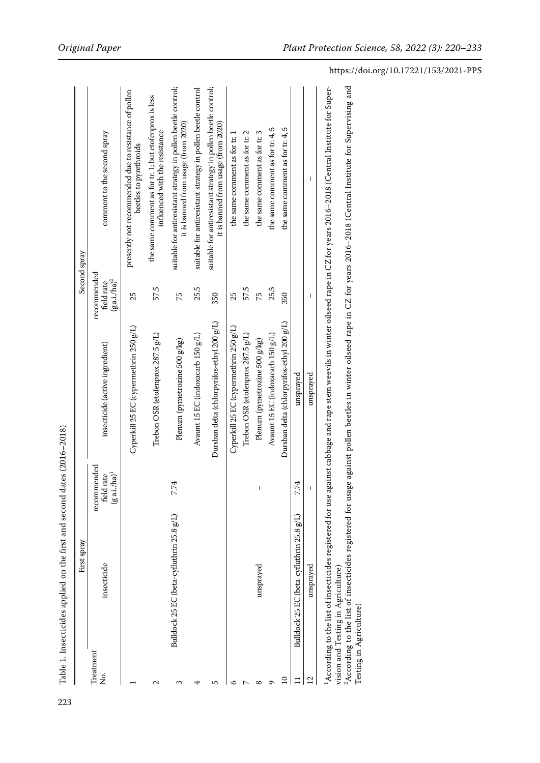Table 1. Insecticides applied on the first and second dates (2016–2018)

| Treatment No. | First spray | | Second spray | | |
|---|---|---|---|---|---|
| | insecticide | recommended field rate (g a.i./ha)[1] | insecticide (active ingredient) | recommended field rate (g a.i./ha)[2] | comment to the second spray |
| 1 | Bulldock 25 EC (beta-cyfluthrin 25.8 g/L) | 7.74 | Cyperkill 25 EC (cypermethrin 250 g/L) | 25 | presently not recommended due to resistance of pollen beetles to pyrethroids |
| 2 | | | Trebon OSR (etofenprox 287.5 g/L) | 57.5 | the same comment as for tr. 1; but etofenprox is less influenced with the resistance |
| 3 | | | Plenum (pymetrozine 500 g/kg) | 75 | suitable for antiresistant strategy in pollen beetle control; it is banned from usage (from 2020) |
| 4 | | | Avaunt 15 EC (indoxacarb 150 g/L) | 25.5 | suitable for antiresistant strategy in pollen beetle control |
| 5 | | | Dursban delta (chlorpyrifos-ethyl 200 g/L) | 350 | suitable for antiresistant strategy in pollen beetle control; it is banned from usage (from 2020) |
| 6 | unsprayed | – | Cyperkill 25 EC (cypermethrin 250 g/L) | 25 | the same comment as for tr. 1 |
| 7 | | | Trebon OSR (etofenprox 287.5 g/L) | 57.5 | the same comment as for tr. 2 |
| 8 | | | Plenum (pymetrozine 500 g/kg) | 75 | the same comment as for tr. 3 |
| 9 | | | Avaunt 15 EC (indoxacarb 150 g/L) | 25.5 | the same comment as for tr. 4, 5 |
| 10 | | | Dursban delta (chlorpyrifos-ethyl 200 g/L) | 350 | the same comment as for tr. 4, 5 |
| 11 | Bulldock 25 EC (beta-cyfluthrin 25.8 g/L) | 7.74 | unsprayed | – | – |
| 12 | unsprayed | – | unsprayed | – | – |

[1]According to the list of insecticides registered for use against cabbage and rape stem weevils in winter oilseed rape in CZ for years 2016–2018 (Central Institute for Supervision and Testing in Agriculture)
[2]According to the list of insecticides registered for usage against pollen beetles in winter oilseed rape in CZ for years 2016–2018 (Central Institute for Supervising and Testing in Agriculture)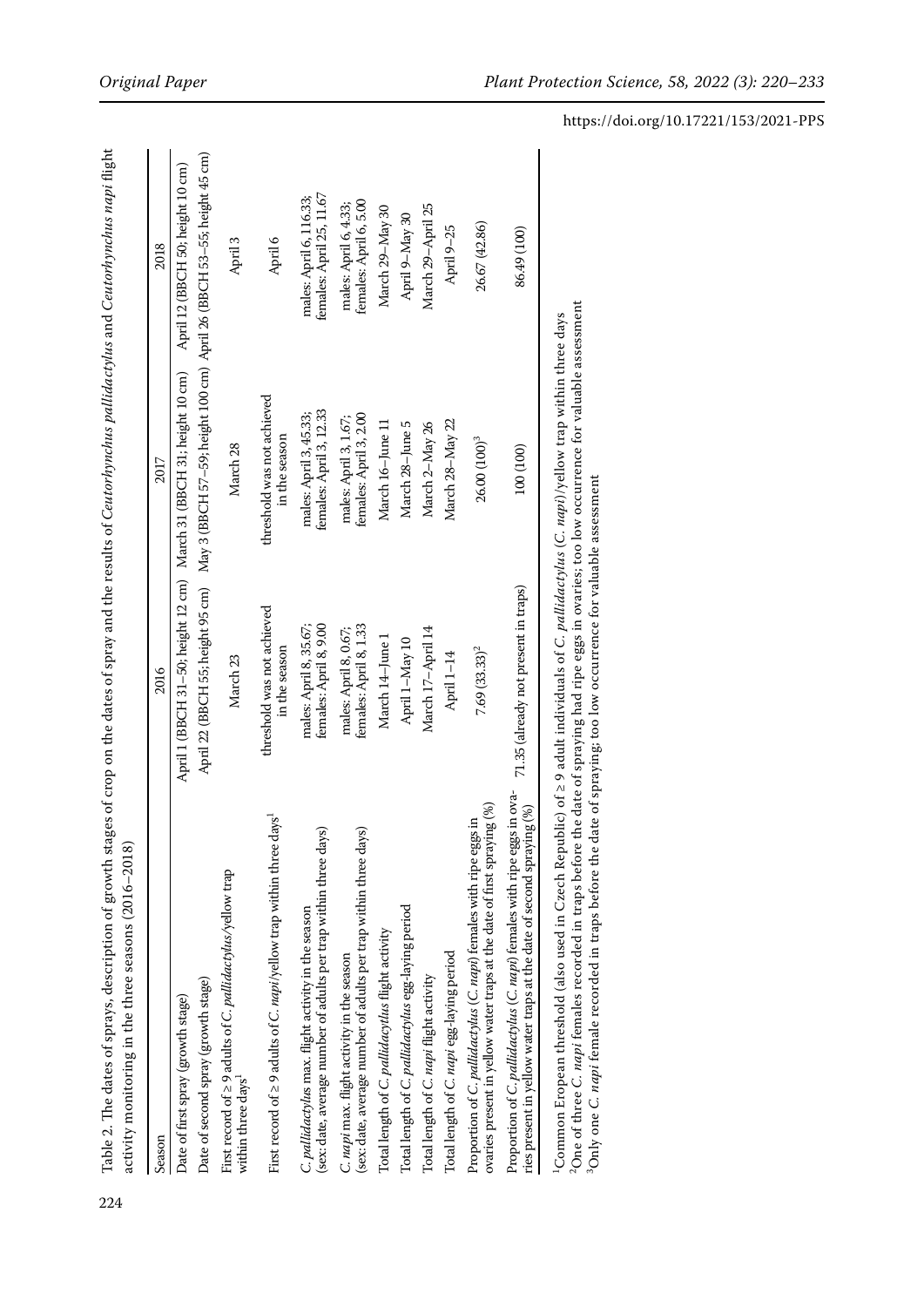Table 2. The dates of sprays, description of growth stages of crop on the dates of spray and the results of *Ceutorhynchus pallidactylus* and *Ceutorhynchus napi* flight activity monitoring in the three seasons (2016–2018)

| Season | 2016 | 2017 | 2018 |
|---|---|---|---|
| Date of first spray (growth stage) | April 1 (BBCH 31–50; height 12 cm) | March 31 (BBCH 31; height 10 cm) | April 12 (BBCH 50; height 10 cm) |
| Date of second spray (growth stage) | April 22 (BBCH 55; height 95 cm) | May 3 (BBCH 57–59; height 100 cm) | April 26 (BBCH 53–55; height 45 cm) |
| First record of ≥ 9 adults of *C. pallidactylus*/yellow trap within three days[1] | March 23 | March 28 | April 3 |
| First record of ≥ 9 adults of *C. napi*/yellow trap within three days[1] | threshold was not achieved in the season | threshold was not achieved in the season | April 6 |
| *C. pallidactylus* max. flight activity in the season (sex: date, average number of adults per trap within three days) | males: April 8, 35.67; females: April 8, 9.00 | males: April 3, 45.33; females: April 3, 12.33 | males: April 6, 116.33; females: April 25, 11.67 |
| *C. napi* max. flight activity in the season (sex: date, average number of adults per trap within three days) | males: April 8, 0.67; females: April 8, 1.33 | males: April 3, 1.67; females: April 3, 2.00 | males: April 6, 4.33; females: April 6, 5.00 |
| Total length of *C. pallidactylus* flight activity | March 14–June 1 | March 16–June 11 | March 29–May 30 |
| Total length of *C. pallidactylus* egg-laying period | April 1–May 10 | March 28–June 5 | April 9–May 30 |
| Total length of *C. napi* flight activity | March 17–April 14 | March 2–May 26 | March 29–April 25 |
| Total length of *C. napi* egg-laying period | April 1–14 | March 28–May 22 | April 9–25 |
| Proportion of *C. pallidactylus* (*C. napi*) females with ripe eggs in ovaries present in yellow water traps at the date of first spraying (%) | 7.69 (33.33)[2] | 26.00 (100)[3] | 26.67 (42.86) |
| Proportion of *C. pallidactylus* (*C. napi*) females with ripe eggs in ovaries present in yellow water traps at the date of second spraying (%) | 71.35 (already not present in traps) | 100 (100) | 86.49 (100) |

[1]Common Eropean threshold (also used in Czech Republic) of ≥ 9 adult individuals of *C. pallidactylus* (*C. napi*)/yellow trap within three days
[2]One of three *C. napi* females recorded in traps before the date of spraying had ripe eggs in ovaries; too low occurrence for valuable assessment
[3]Only one *C. napi* female recorded in traps before the date of spraying; too low occurrence for valuable assessment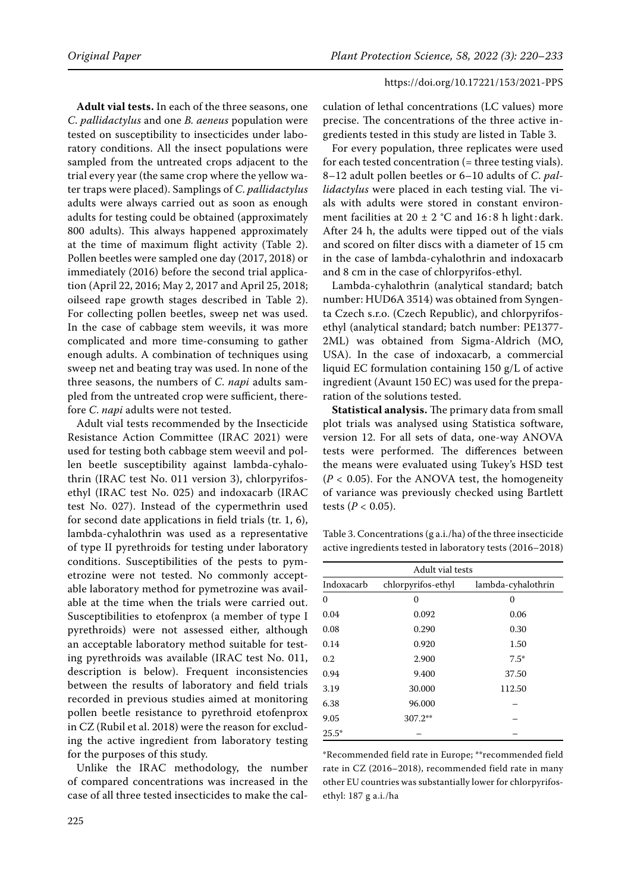**Adult vial tests.** In each of the three seasons, one *C. pallidactylus* and one *B. aeneus* population were tested on susceptibility to insecticides under laboratory conditions. All the insect populations were sampled from the untreated crops adjacent to the trial every year (the same crop where the yellow water traps were placed). Samplings of *C. pallidactylus* adults were always carried out as soon as enough adults for testing could be obtained (approximately 800 adults). This always happened approximately at the time of maximum flight activity (Table 2). Pollen beetles were sampled one day (2017, 2018) or immediately (2016) before the second trial application (April 22, 2016; May 2, 2017 and April 25, 2018; oilseed rape growth stages described in Table 2). For collecting pollen beetles, sweep net was used. In the case of cabbage stem weevils, it was more complicated and more time-consuming to gather enough adults. A combination of techniques using sweep net and beating tray was used. In none of the three seasons, the numbers of *C. napi* adults sampled from the untreated crop were sufficient, therefore *C. napi* adults were not tested.

Adult vial tests recommended by the Insecticide Resistance Action Committee (IRAC 2021) were used for testing both cabbage stem weevil and pollen beetle susceptibility against lambda-cyhalothrin (IRAC test No. 011 version 3), chlorpyrifos-ethyl (IRAC test No. 025) and indoxacarb (IRAC test No. 027). Instead of the cypermethrin used for second date applications in field trials (tr. 1, 6), lambda-cyhalothrin was used as a representative of type II pyrethroids for testing under laboratory conditions. Susceptibilities of the pests to pymetrozine were not tested. No commonly acceptable laboratory method for pymetrozine was available at the time when the trials were carried out. Susceptibilities to etofenprox (a member of type I pyrethroids) were not assessed either, although an acceptable laboratory method suitable for testing pyrethroids was available (IRAC test No. 011, description is below). Frequent inconsistencies between the results of laboratory and field trials recorded in previous studies aimed at monitoring pollen beetle resistance to pyrethroid etofenprox in CZ (Rubil et al. 2018) were the reason for excluding the active ingredient from laboratory testing for the purposes of this study.

Unlike the IRAC methodology, the number of compared concentrations was increased in the case of all three tested insecticides to make the calculation of lethal concentrations (LC values) more precise. The concentrations of the three active ingredients tested in this study are listed in Table 3.

For every population, three replicates were used for each tested concentration (= three testing vials). 8–12 adult pollen beetles or 6–10 adults of *C. pallidactylus* were placed in each testing vial. The vials with adults were stored in constant environment facilities at 20 ± 2 °C and 16 : 8 h light : dark. After 24 h, the adults were tipped out of the vials and scored on filter discs with a diameter of 15 cm in the case of lambda-cyhalothrin and indoxacarb and 8 cm in the case of chlorpyrifos-ethyl.

Lambda-cyhalothrin (analytical standard; batch number: HUD6A 3514) was obtained from Syngenta Czech s.r.o. (Czech Republic), and chlorpyrifos-ethyl (analytical standard; batch number: PE1377-2ML) was obtained from Sigma-Aldrich (MO, USA). In the case of indoxacarb, a commercial liquid EC formulation containing 150 g/L of active ingredient (Avaunt 150 EC) was used for the preparation of the solutions tested.

**Statistical analysis.** The primary data from small plot trials was analysed using Statistica software, version 12. For all sets of data, one-way ANOVA tests were performed. The differences between the means were evaluated using Tukey's HSD test ($P < 0.05$). For the ANOVA test, the homogeneity of variance was previously checked using Bartlett tests ($P < 0.05$).

Table 3. Concentrations (g a.i./ha) of the three insecticide active ingredients tested in laboratory tests (2016–2018)

| Adult vial tests | | |
|---|---|---|
| Indoxacarb | chlorpyrifos-ethyl | lambda-cyhalothrin |
| 0 | 0 | 0 |
| 0.04 | 0.092 | 0.06 |
| 0.08 | 0.290 | 0.30 |
| 0.14 | 0.920 | 1.50 |
| 0.2 | 2.900 | 7.5* |
| 0.94 | 9.400 | 37.50 |
| 3.19 | 30.000 | 112.50 |
| 6.38 | 96.000 | – |
| 9.05 | 307.2** | – |
| 25.5* | – | – |

*Recommended field rate in Europe; **recommended field rate in CZ (2016–2018), recommended field rate in many other EU countries was substantially lower for chlorpyrifos-ethyl: 187 g a.i./ha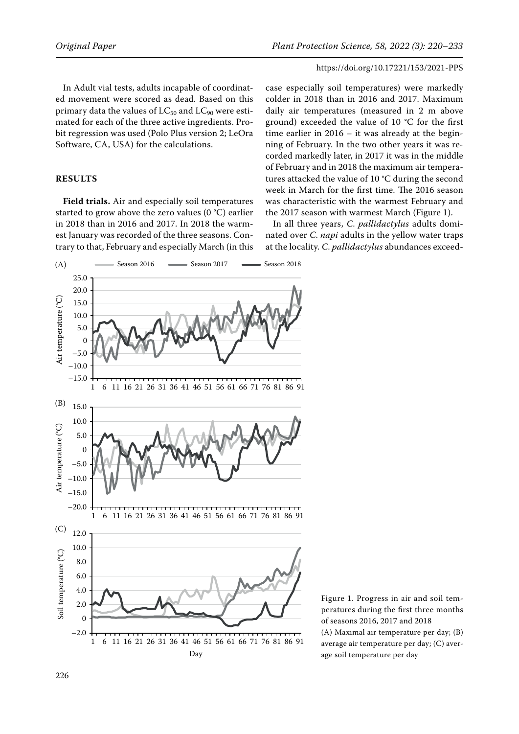In Adult vial tests, adults incapable of coordinated movement were scored as dead. Based on this primary data the values of $LC_{50}$ and $LC_{90}$ were estimated for each of the three active ingredients. Probit regression was used (Polo Plus version 2; LeOra Software, CA, USA) for the calculations.

## RESULTS

**Field trials.** Air and especially soil temperatures started to grow above the zero values (0 °C) earlier in 2018 than in 2016 and 2017. In 2018 the warmest January was recorded of the three seasons. Contrary to that, February and especially March (in this case especially soil temperatures) were markedly colder in 2018 than in 2016 and 2017. Maximum daily air temperatures (measured in 2 m above ground) exceeded the value of 10 °C for the first time earlier in 2016 – it was already at the beginning of February. In the two other years it was recorded markedly later, in 2017 it was in the middle of February and in 2018 the maximum air temperatures attacked the value of 10 °C during the second week in March for the first time. The 2016 season was characteristic with the warmest February and the 2017 season with warmest March (Figure 1).

In all three years, *C. pallidactylus* adults dominated over *C. napi* adults in the yellow water traps at the locality. *C. pallidactylus* abundances exceed-

Figure 1. Progress in air and soil temperatures during the first three months of seasons 2016, 2017 and 2018
(A) Maximal air temperature per day; (B) average air temperature per day; (C) average soil temperature per day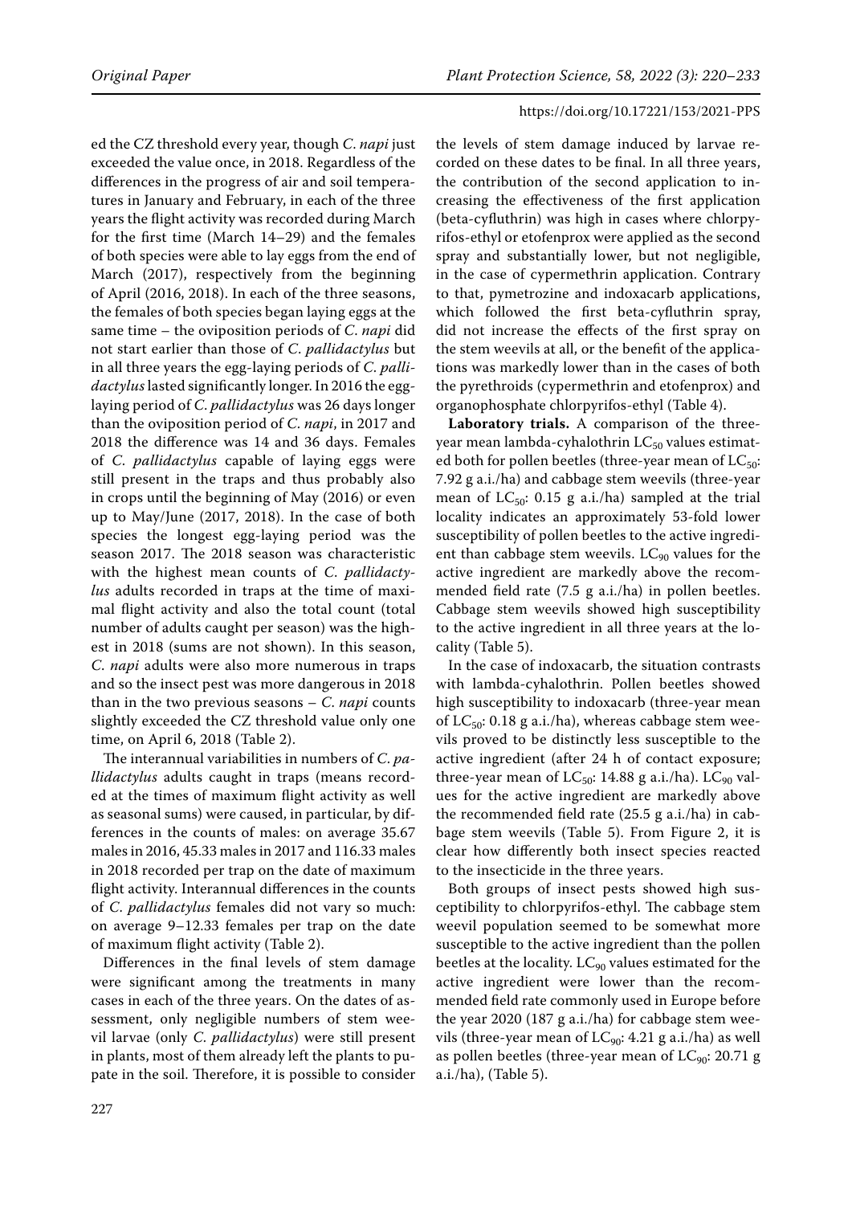ed the CZ threshold every year, though *C. napi* just exceeded the value once, in 2018. Regardless of the differences in the progress of air and soil temperatures in January and February, in each of the three years the flight activity was recorded during March for the first time (March 14–29) and the females of both species were able to lay eggs from the end of March (2017), respectively from the beginning of April (2016, 2018). In each of the three seasons, the females of both species began laying eggs at the same time – the oviposition periods of *C. napi* did not start earlier than those of *C. pallidactylus* but in all three years the egg-laying periods of *C. pallidactylus* lasted significantly longer. In 2016 the egg-laying period of *C. pallidactylus* was 26 days longer than the oviposition period of *C. napi*, in 2017 and 2018 the difference was 14 and 36 days. Females of *C. pallidactylus* capable of laying eggs were still present in the traps and thus probably also in crops until the beginning of May (2016) or even up to May/June (2017, 2018). In the case of both species the longest egg-laying period was the season 2017. The 2018 season was characteristic with the highest mean counts of *C. pallidactylus* adults recorded in traps at the time of maximal flight activity and also the total count (total number of adults caught per season) was the highest in 2018 (sums are not shown). In this season, *C. napi* adults were also more numerous in traps and so the insect pest was more dangerous in 2018 than in the two previous seasons – *C. napi* counts slightly exceeded the CZ threshold value only one time, on April 6, 2018 (Table 2).

The interannual variabilities in numbers of *C. pallidactylus* adults caught in traps (means recorded at the times of maximum flight activity as well as seasonal sums) were caused, in particular, by differences in the counts of males: on average 35.67 males in 2016, 45.33 males in 2017 and 116.33 males in 2018 recorded per trap on the date of maximum flight activity. Interannual differences in the counts of *C. pallidactylus* females did not vary so much: on average 9–12.33 females per trap on the date of maximum flight activity (Table 2).

Differences in the final levels of stem damage were significant among the treatments in many cases in each of the three years. On the dates of assessment, only negligible numbers of stem weevil larvae (only *C. pallidactylus*) were still present in plants, most of them already left the plants to pupate in the soil. Therefore, it is possible to consider the levels of stem damage induced by larvae recorded on these dates to be final. In all three years, the contribution of the second application to increasing the effectiveness of the first application (beta-cyfluthrin) was high in cases where chlorpyrifos-ethyl or etofenprox were applied as the second spray and substantially lower, but not negligible, in the case of cypermethrin application. Contrary to that, pymetrozine and indoxacarb applications, which followed the first beta-cyfluthrin spray, did not increase the effects of the first spray on the stem weevils at all, or the benefit of the applications was markedly lower than in the cases of both the pyrethroids (cypermethrin and etofenprox) and organophosphate chlorpyrifos-ethyl (Table 4).

**Laboratory trials.** A comparison of the three-year mean lambda-cyhalothrin $LC_{50}$ values estimated both for pollen beetles (three-year mean of $LC_{50}$: 7.92 g a.i./ha) and cabbage stem weevils (three-year mean of $LC_{50}$: 0.15 g a.i./ha) sampled at the trial locality indicates an approximately 53-fold lower susceptibility of pollen beetles to the active ingredient than cabbage stem weevils. $LC_{90}$ values for the active ingredient are markedly above the recommended field rate (7.5 g a.i./ha) in pollen beetles. Cabbage stem weevils showed high susceptibility to the active ingredient in all three years at the locality (Table 5).

In the case of indoxacarb, the situation contrasts with lambda-cyhalothrin. Pollen beetles showed high susceptibility to indoxacarb (three-year mean of $LC_{50}$: 0.18 g a.i./ha), whereas cabbage stem weevils proved to be distinctly less susceptible to the active ingredient (after 24 h of contact exposure; three-year mean of $LC_{50}$: 14.88 g a.i./ha). $LC_{90}$ values for the active ingredient are markedly above the recommended field rate (25.5 g a.i./ha) in cabbage stem weevils (Table 5). From Figure 2, it is clear how differently both insect species reacted to the insecticide in the three years.

Both groups of insect pests showed high susceptibility to chlorpyrifos-ethyl. The cabbage stem weevil population seemed to be somewhat more susceptible to the active ingredient than the pollen beetles at the locality. $LC_{90}$ values estimated for the active ingredient were lower than the recommended field rate commonly used in Europe before the year 2020 (187 g a.i./ha) for cabbage stem weevils (three-year mean of $LC_{90}$: 4.21 g a.i./ha) as well as pollen beetles (three-year mean of $LC_{90}$: 20.71 g a.i./ha), (Table 5).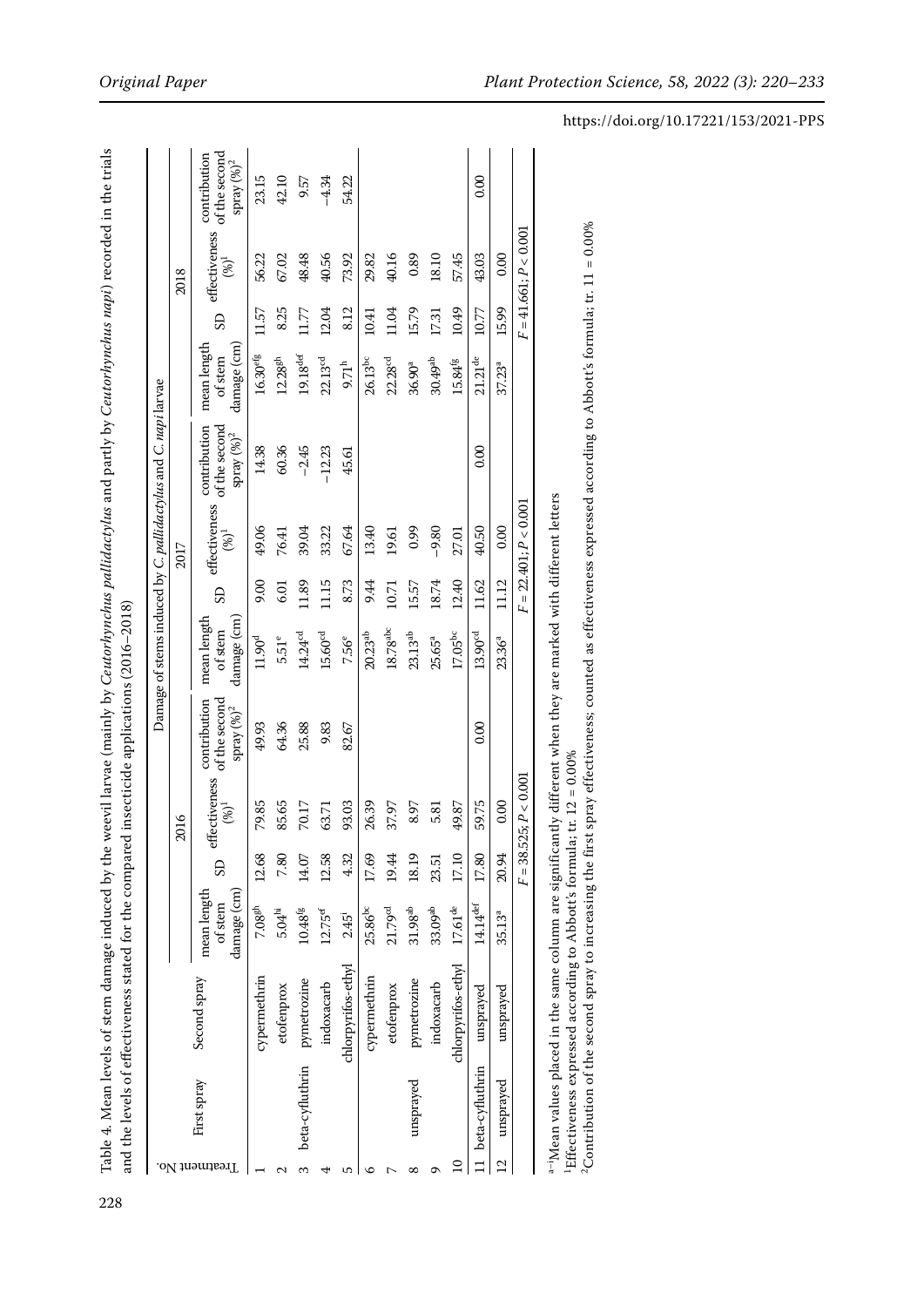Table 4. Mean levels of stem damage induced by the weevil larvae (mainly by *Ceutorhynchus pallidactylus* and partly by *Ceutorhynchus napi*) recorded in the trials and the levels of effectiveness stated for the compared insecticide applications (2016–2018)

| Treatment No. | First spray | Second spray | Damage of stems induced by *C. pallidactylus* and *C. napi* larvae | | | | | | | | | | | |
|---|---|---|---|---|---|---|---|---|---|---|---|---|---|---|
| | | | 2016 | | | | 2017 | | | | 2018 | | | |
| | | | mean length of stem damage (cm) | SD | effectiveness (%)[1] | contribution of the second spray (%)[2] | mean length of stem damage (cm) | SD | effectiveness (%)[1] | contribution of the second spray (%)[2] | mean length of stem damage (cm) | SD | effectiveness (%)[1] | contribution of the second spray (%)[2] |
| 1 | beta-cyfluthrin | cypermethrin | 7.08[gh] | 12.68 | 79.85 | 49.93 | 11.90[d] | 9.00 | 49.06 | 14.38 | 16.30[efg] | 11.57 | 56.22 | 23.15 |
| 2 | | etofenprox | 5.04[hi] | 7.80 | 85.65 | 64.36 | 5.51[e] | 6.01 | 76.41 | 60.36 | 12.28[gh] | 8.25 | 67.02 | 42.10 |
| 3 | | pymetrozine | 10.48[fg] | 14.07 | 70.17 | 25.88 | 14.24[cd] | 11.89 | 39.04 | −2.45 | 19.18[def] | 11.77 | 48.48 | 9.57 |
| 4 | | indoxacarb | 12.75[d] | 12.58 | 63.71 | 9.83 | 15.60[cd] | 11.15 | 33.22 | −12.23 | 22.13[cd] | 12.04 | 40.56 | −4.34 |
| 5 | | chlorpyrifos-ethyl | 2.45[i] | 4.32 | 93.03 | 82.67 | 7.56[e] | 8.73 | 67.64 | 45.61 | 9.71[h] | 8.12 | 73.92 | 54.22 |
| 6 | unsprayed | cypermethrin | 25.86[bc] | 17.69 | 26.39 | | 20.23[ab] | 9.44 | 13.40 | | 26.13[bc] | 10.41 | 29.82 | |
| 7 | | etofenprox | 21.79[cd] | 19.44 | 37.97 | | 18.78[abc] | 10.71 | 19.61 | | 22.28[cd] | 11.04 | 40.16 | |
| 8 | | pymetrozine | 31.98[ab] | 18.19 | 8.97 | | 23.13[ab] | 15.57 | 0.99 | | 36.90[a] | 15.79 | 0.89 | |
| 9 | | indoxacarb | 33.09[ab] | 23.51 | 5.81 | | 25.65[a] | 18.74 | −9.80 | | 30.49[ab] | 17.31 | 18.10 | |
| 10 | | chlorpyrifos-ethyl | 17.61[de] | 17.10 | 49.87 | | 17.05[bc] | 12.40 | 27.01 | | 15.84[fg] | 10.49 | 57.45 | |
| 11 | beta-cyfluthrin | unsprayed | 14.14[def] | 17.80 | 59.75 | 0.00 | 13.90[cd] | 11.62 | 40.50 | 0.00 | 21.21[de] | 10.77 | 43.03 | 0.00 |
| 12 | unsprayed | unsprayed | 35.13[a] | 20.94 | 0.00 | | 23.36[a] | 11.12 | 0.00 | | 37.23[a] | 15.99 | 0.00 | |
| | | | $F = 38.525; P < 0.001$ | | | | $F = 22.401; P < 0.001$ | | | | $F = 41.661; P < 0.001$ | | | |

[a–i]Mean values placed in the same column are significantly different when they are marked with different letters

[1]Effectiveness expressed according to Abbott's formula; tr. 12 = 0.00%

[2]Contribution of the second spray to increasing the first spray effectiveness; counted as effectiveness expressed according to Abbott's formula; tr. 11 = 0.00%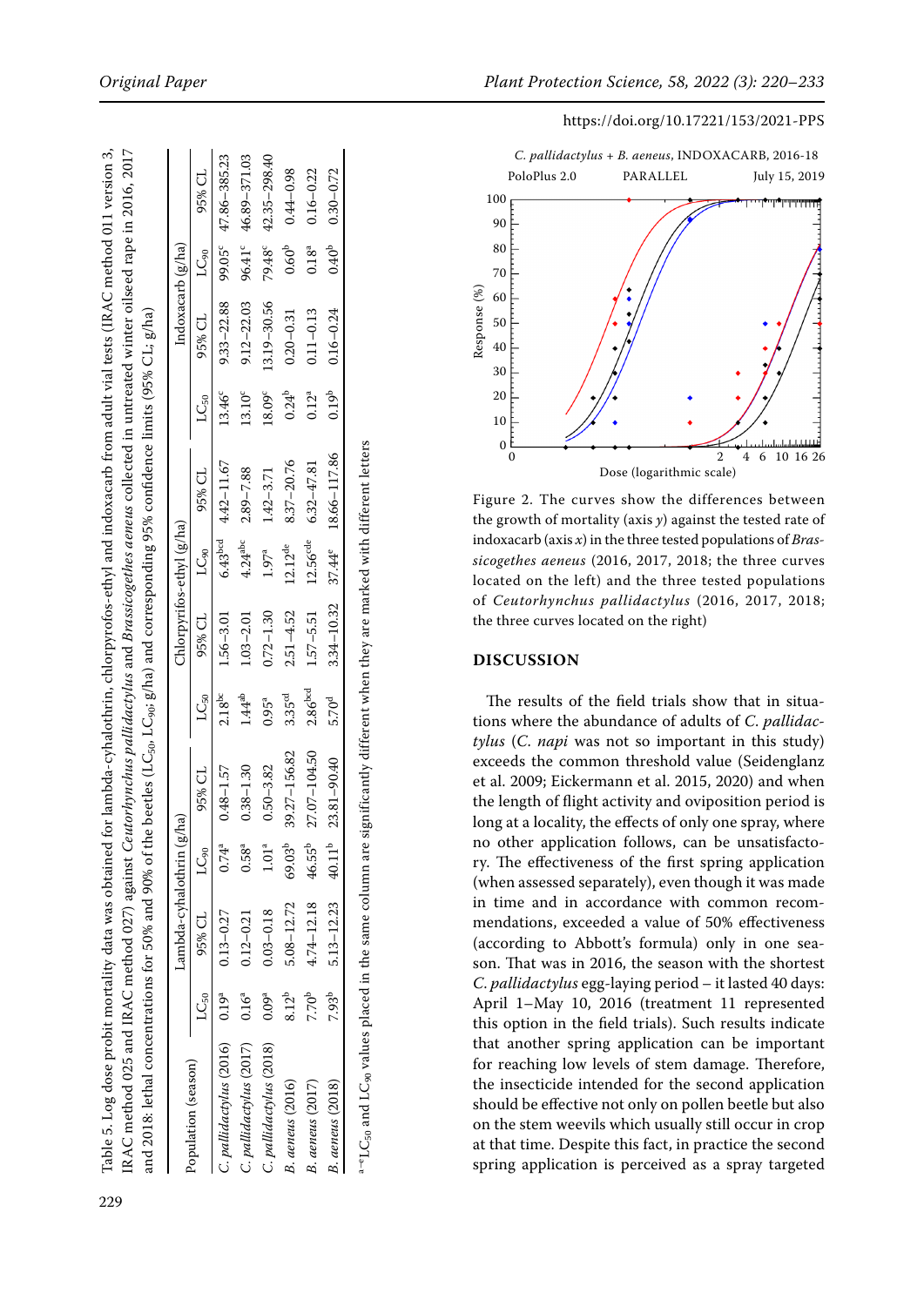Table 5. Log dose probit mortality data was obtained for lambda-cyhalothrin, chlorpyrofos-ethyl and indoxacarb from adult vial tests (IRAC method 011 version 3, IRAC method 025 and IRAC method 027) against *Ceutorhynchus pallidactylus* and *Brassicogethes aeneus* collected in untreated winter oilseed rape in 2016, 2017 and 2018: lethal concentrations for 50% and 90% of the beetles ($LC_{50}$, $LC_{90}$; g/ha) and corresponding 95% confidence limits (95% CL; g/ha)

| Population (season) | Lambda-cyhalothrin (g/ha) | | | | Chlorpyrifos-ethyl (g/ha) | | | | Indoxacarb (g/ha) | | | |
|---|---|---|---|---|---|---|---|---|---|---|---|---|
| | $LC_{50}$ | 95% CL | $LC_{90}$ | 95% CL | $LC_{50}$ | 95% CL | $LC_{90}$ | 95% CL | $LC_{50}$ | 95% CL | $LC_{90}$ | 95% CL |
| *C. pallidactylus* (2016) | 0.19[a] | 0.13–0.27 | 0.74[a] | 0.48–1.57 | 2.18[bc] | 1.56–3.01 | 6.43[bcd] | 4.42–11.67 | 13.46[c] | 9.33–22.88 | 99.05[c] | 47.86–385.23 |
| *C. pallidactylus* (2017) | 0.16[a] | 0.12–0.21 | 0.58[a] | 0.38–1.30 | 1.44[ab] | 1.03–2.01 | 4.24[abc] | 2.89–7.88 | 13.10[c] | 9.12–22.03 | 96.41[c] | 46.89–371.03 |
| *C. pallidactylus* (2018) | 0.09[a] | 0.03–0.18 | 1.01[a] | 0.50–3.82 | 0.95[a] | 0.72–1.30 | 1.97[a] | 1.42–3.71 | 18.09[c] | 13.19–30.56 | 79.48[c] | 42.35–298.40 |
| *B. aeneus* (2016) | 8.12[b] | 5.08–12.72 | 69.03[b] | 39.27–156.82 | 3.35[cd] | 2.51–4.52 | 12.12[de] | 8.37–20.76 | 0.24[b] | 0.20–0.31 | 0.60[b] | 0.44–0.98 |
| *B. aeneus* (2017) | 7.70[b] | 4.74–12.18 | 46.55[b] | 27.07–104.50 | 2.86[bcd] | 1.57–5.51 | 12.56[cde] | 6.32–47.81 | 0.12[a] | 0.11–0.13 | 0.18[a] | 0.16–0.22 |
| *B. aeneus* (2018) | 7.93[b] | 5.13–12.23 | 40.11[b] | 23.81–90.40 | 5.70[d] | 3.34–10.32 | 37.44[e] | 18.66–117.86 | 0.19[b] | 0.16–0.24 | 0.40[b] | 0.30–0.72 |

[a–e]$LC_{50}$ and $LC_{90}$ values placed in the same column are significantly different when they are marked with different letters

Figure 2. The curves show the differences between the growth of mortality (axis *y*) against the tested rate of indoxacarb (axis *x*) in the three tested populations of *Brassicogethes aeneus* (2016, 2017, 2018; the three curves located on the left) and the three tested populations of *Ceutorhynchus pallidactylus* (2016, 2017, 2018; the three curves located on the right)

## DISCUSSION

The results of the field trials show that in situations where the abundance of adults of *C. pallidactylus* (*C. napi* was not so important in this study) exceeds the common threshold value (Seidenglanz et al. 2009; Eickermann et al. 2015, 2020) and when the length of flight activity and oviposition period is long at a locality, the effects of only one spray, where no other application follows, can be unsatisfactory. The effectiveness of the first spring application (when assessed separately), even though it was made in time and in accordance with common recommendations, exceeded a value of 50% effectiveness (according to Abbott's formula) only in one season. That was in 2016, the season with the shortest *C. pallidactylus* egg-laying period – it lasted 40 days: April 1–May 10, 2016 (treatment 11 represented this option in the field trials). Such results indicate that another spring application can be important for reaching low levels of stem damage. Therefore, the insecticide intended for the second application should be effective not only on pollen beetle but also on the stem weevils which usually still occur in crop at that time. Despite this fact, in practice the second spring application is perceived as a spray targeted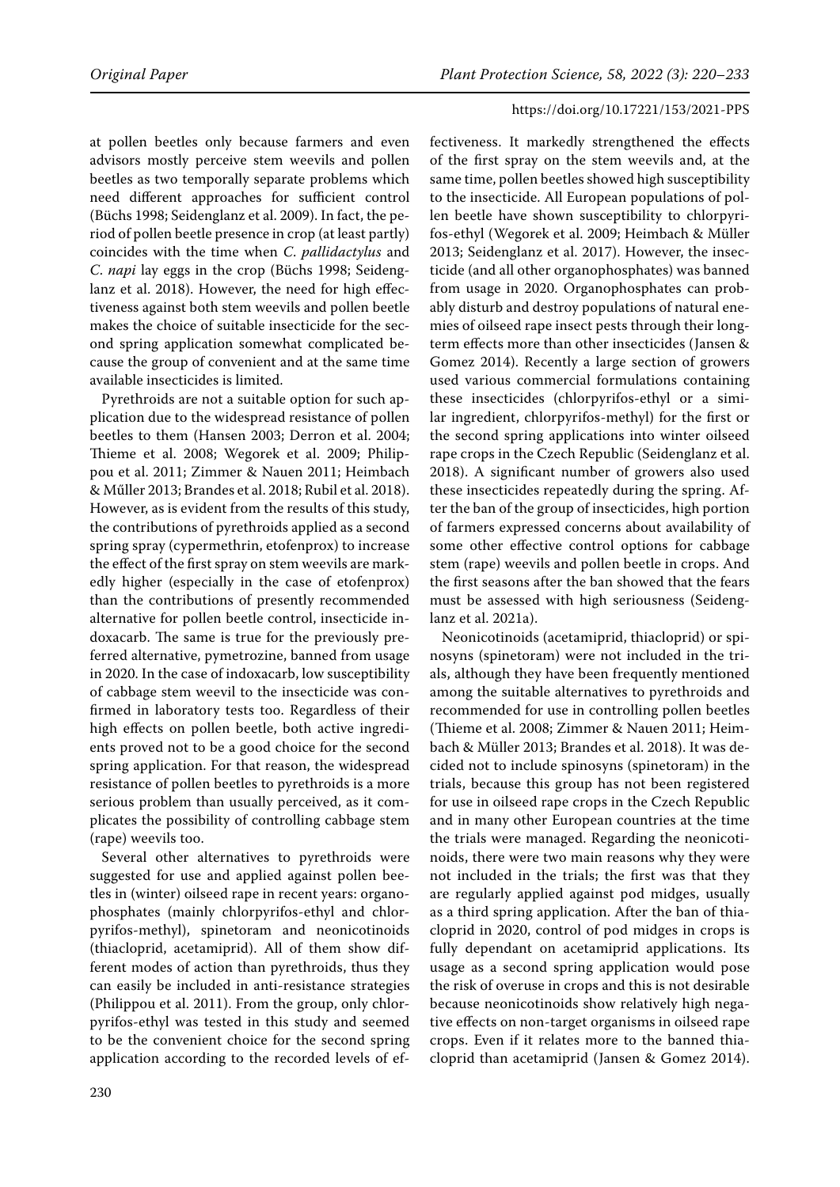at pollen beetles only because farmers and even advisors mostly perceive stem weevils and pollen beetles as two temporally separate problems which need different approaches for sufficient control (Büchs 1998; Seidenglanz et al. 2009). In fact, the period of pollen beetle presence in crop (at least partly) coincides with the time when *C. pallidactylus* and *C. napi* lay eggs in the crop (Büchs 1998; Seidenglanz et al. 2018). However, the need for high effectiveness against both stem weevils and pollen beetle makes the choice of suitable insecticide for the second spring application somewhat complicated because the group of convenient and at the same time available insecticides is limited.

Pyrethroids are not a suitable option for such application due to the widespread resistance of pollen beetles to them (Hansen 2003; Derron et al. 2004; Thieme et al. 2008; Wegorek et al. 2009; Philippou et al. 2011; Zimmer & Nauen 2011; Heimbach & Műller 2013; Brandes et al. 2018; Rubil et al. 2018). However, as is evident from the results of this study, the contributions of pyrethroids applied as a second spring spray (cypermethrin, etofenprox) to increase the effect of the first spray on stem weevils are markedly higher (especially in the case of etofenprox) than the contributions of presently recommended alternative for pollen beetle control, insecticide indoxacarb. The same is true for the previously preferred alternative, pymetrozine, banned from usage in 2020. In the case of indoxacarb, low susceptibility of cabbage stem weevil to the insecticide was confirmed in laboratory tests too. Regardless of their high effects on pollen beetle, both active ingredients proved not to be a good choice for the second spring application. For that reason, the widespread resistance of pollen beetles to pyrethroids is a more serious problem than usually perceived, as it complicates the possibility of controlling cabbage stem (rape) weevils too.

Several other alternatives to pyrethroids were suggested for use and applied against pollen beetles in (winter) oilseed rape in recent years: organophosphates (mainly chlorpyrifos-ethyl and chlorpyrifos-methyl), spinetoram and neonicotinoids (thiacloprid, acetamiprid). All of them show different modes of action than pyrethroids, thus they can easily be included in anti-resistance strategies (Philippou et al. 2011). From the group, only chlorpyrifos-ethyl was tested in this study and seemed to be the convenient choice for the second spring application according to the recorded levels of effectiveness. It markedly strengthened the effects of the first spray on the stem weevils and, at the same time, pollen beetles showed high susceptibility to the insecticide. All European populations of pollen beetle have shown susceptibility to chlorpyrifos-ethyl (Wegorek et al. 2009; Heimbach & Müller 2013; Seidenglanz et al. 2017). However, the insecticide (and all other organophosphates) was banned from usage in 2020. Organophosphates can probably disturb and destroy populations of natural enemies of oilseed rape insect pests through their long-term effects more than other insecticides (Jansen & Gomez 2014). Recently a large section of growers used various commercial formulations containing these insecticides (chlorpyrifos-ethyl or a similar ingredient, chlorpyrifos-methyl) for the first or the second spring applications into winter oilseed rape crops in the Czech Republic (Seidenglanz et al. 2018). A significant number of growers also used these insecticides repeatedly during the spring. After the ban of the group of insecticides, high portion of farmers expressed concerns about availability of some other effective control options for cabbage stem (rape) weevils and pollen beetle in crops. And the first seasons after the ban showed that the fears must be assessed with high seriousness (Seidenglanz et al. 2021a).

Neonicotinoids (acetamiprid, thiacloprid) or spinosyns (spinetoram) were not included in the trials, although they have been frequently mentioned among the suitable alternatives to pyrethroids and recommended for use in controlling pollen beetles (Thieme et al. 2008; Zimmer & Nauen 2011; Heimbach & Müller 2013; Brandes et al. 2018). It was decided not to include spinosyns (spinetoram) in the trials, because this group has not been registered for use in oilseed rape crops in the Czech Republic and in many other European countries at the time the trials were managed. Regarding the neonicotinoids, there were two main reasons why they were not included in the trials; the first was that they are regularly applied against pod midges, usually as a third spring application. After the ban of thiacloprid in 2020, control of pod midges in crops is fully dependant on acetamiprid applications. Its usage as a second spring application would pose the risk of overuse in crops and this is not desirable because neonicotinoids show relatively high negative effects on non-target organisms in oilseed rape crops. Even if it relates more to the banned thiacloprid than acetamiprid (Jansen & Gomez 2014).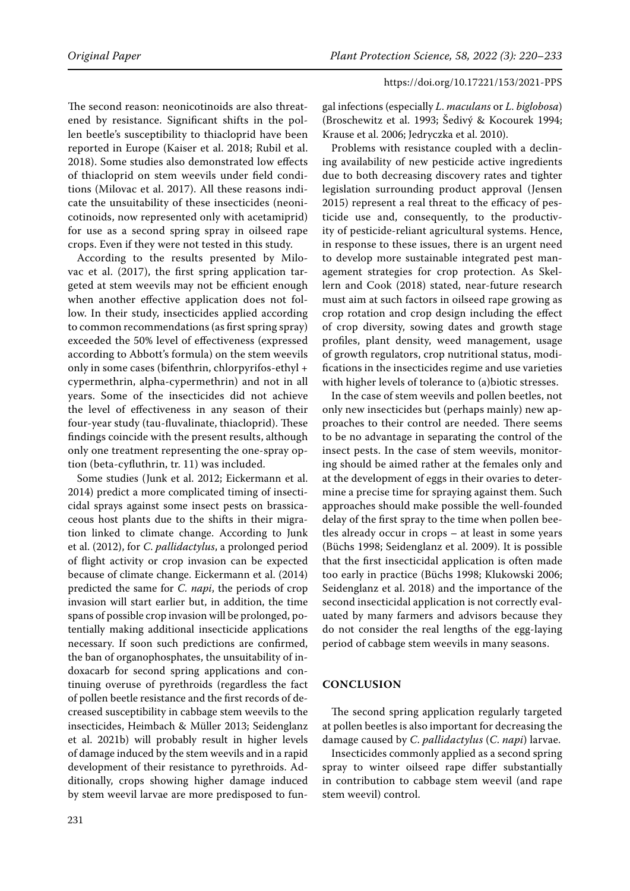The second reason: neonicotinoids are also threatened by resistance. Significant shifts in the pollen beetle's susceptibility to thiacloprid have been reported in Europe (Kaiser et al. 2018; Rubil et al. 2018). Some studies also demonstrated low effects of thiacloprid on stem weevils under field conditions (Milovac et al. 2017). All these reasons indicate the unsuitability of these insecticides (neonicotinoids, now represented only with acetamiprid) for use as a second spring spray in oilseed rape crops. Even if they were not tested in this study.

According to the results presented by Milovac et al. (2017), the first spring application targeted at stem weevils may not be efficient enough when another effective application does not follow. In their study, insecticides applied according to common recommendations (as first spring spray) exceeded the 50% level of effectiveness (expressed according to Abbott's formula) on the stem weevils only in some cases (bifenthrin, chlorpyrifos-ethyl + cypermethrin, alpha-cypermethrin) and not in all years. Some of the insecticides did not achieve the level of effectiveness in any season of their four-year study (tau-fluvalinate, thiacloprid). These findings coincide with the present results, although only one treatment representing the one-spray option (beta-cyfluthrin, tr. 11) was included.

Some studies (Junk et al. 2012; Eickermann et al. 2014) predict a more complicated timing of insecticidal sprays against some insect pests on brassicaceous host plants due to the shifts in their migration linked to climate change. According to Junk et al. (2012), for *C. pallidactylus*, a prolonged period of flight activity or crop invasion can be expected because of climate change. Eickermann et al. (2014) predicted the same for *C. napi*, the periods of crop invasion will start earlier but, in addition, the time spans of possible crop invasion will be prolonged, potentially making additional insecticide applications necessary. If soon such predictions are confirmed, the ban of organophosphates, the unsuitability of indoxacarb for second spring applications and continuing overuse of pyrethroids (regardless the fact of pollen beetle resistance and the first records of decreased susceptibility in cabbage stem weevils to the insecticides, Heimbach & Müller 2013; Seidenglanz et al. 2021b) will probably result in higher levels of damage induced by the stem weevils and in a rapid development of their resistance to pyrethroids. Additionally, crops showing higher damage induced by stem weevil larvae are more predisposed to fungal infections (especially *L. maculans* or *L. biglobosa*) (Broschewitz et al. 1993; Šedivý & Kocourek 1994; Krause et al. 2006; Jedryczka et al. 2010).

Problems with resistance coupled with a declining availability of new pesticide active ingredients due to both decreasing discovery rates and tighter legislation surrounding product approval (Jensen 2015) represent a real threat to the efficacy of pesticide use and, consequently, to the productivity of pesticide-reliant agricultural systems. Hence, in response to these issues, there is an urgent need to develop more sustainable integrated pest management strategies for crop protection. As Skellern and Cook (2018) stated, near-future research must aim at such factors in oilseed rape growing as crop rotation and crop design including the effect of crop diversity, sowing dates and growth stage profiles, plant density, weed management, usage of growth regulators, crop nutritional status, modifications in the insecticides regime and use varieties with higher levels of tolerance to (a)biotic stresses.

In the case of stem weevils and pollen beetles, not only new insecticides but (perhaps mainly) new approaches to their control are needed. There seems to be no advantage in separating the control of the insect pests. In the case of stem weevils, monitoring should be aimed rather at the females only and at the development of eggs in their ovaries to determine a precise time for spraying against them. Such approaches should make possible the well-founded delay of the first spray to the time when pollen beetles already occur in crops – at least in some years (Büchs 1998; Seidenglanz et al. 2009). It is possible that the first insecticidal application is often made too early in practice (Büchs 1998; Klukowski 2006; Seidenglanz et al. 2018) and the importance of the second insecticidal application is not correctly evaluated by many farmers and advisors because they do not consider the real lengths of the egg-laying period of cabbage stem weevils in many seasons.

## CONCLUSION

The second spring application regularly targeted at pollen beetles is also important for decreasing the damage caused by *C. pallidactylus* (*C. napi*) larvae.

Insecticides commonly applied as a second spring spray to winter oilseed rape differ substantially in contribution to cabbage stem weevil (and rape stem weevil) control.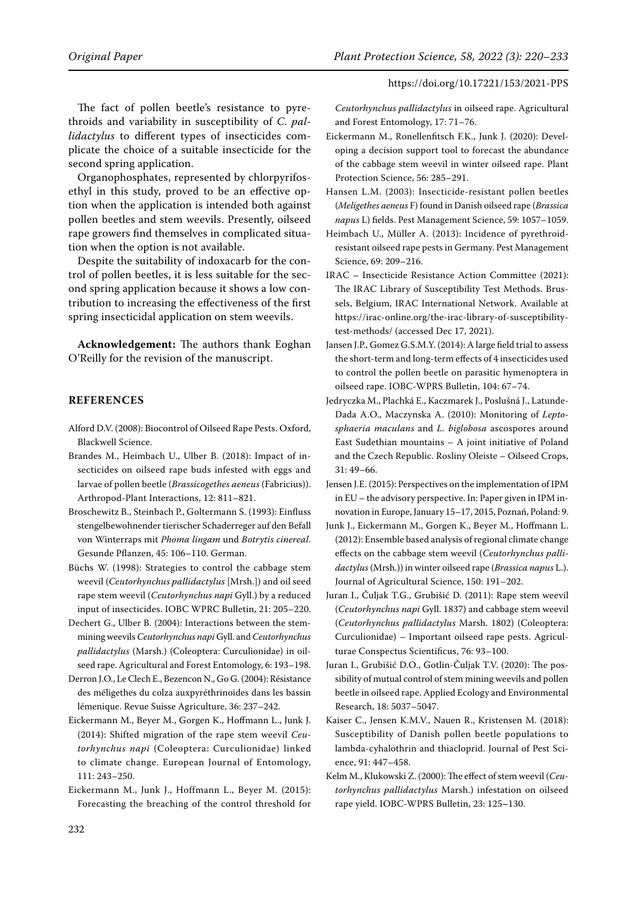The fact of pollen beetle's resistance to pyrethroids and variability in susceptibility of *C. pallidactylus* to different types of insecticides complicate the choice of a suitable insecticide for the second spring application.

Organophosphates, represented by chlorpyrifos-ethyl in this study, proved to be an effective option when the application is intended both against pollen beetles and stem weevils. Presently, oilseed rape growers find themselves in complicated situation when the option is not available.

Despite the suitability of indoxacarb for the control of pollen beetles, it is less suitable for the second spring application because it shows a low contribution to increasing the effectiveness of the first spring insecticidal application on stem weevils.

**Acknowledgement:** The authors thank Eoghan O'Reilly for the revision of the manuscript.

## REFERENCES

Alford D.V. (2008): Biocontrol of Oilseed Rape Pests. Oxford, Blackwell Science.

Brandes M., Heimbach U., Ulber B. (2018): Impact of insecticides on oilseed rape buds infested with eggs and larvae of pollen beetle (*Brassicogethes aeneus* (Fabricius)). Arthropod-Plant Interactions, 12: 811–821.

Broschewitz B., Steinbach P., Goltermann S. (1993): Einfluss stengelbewohnender tierischer Schaderreger auf den Befall von Winterraps mit *Phoma lingam* und *Botrytis cinereal*. Gesunde Pflanzen, 45: 106–110. German.

Büchs W. (1998): Strategies to control the cabbage stem weevil (*Ceutorhynchus pallidactylus* [Mrsh.]) and oil seed rape stem weevil (*Ceutorhynchus napi* Gyll.) by a reduced input of insecticides. IOBC WPRC Bulletin, 21: 205–220.

Dechert G., Ulber B. (2004): Interactions between the stem-mining weevils *Ceutorhynchus napi* Gyll. and *Ceutorhynchus pallidactylus* (Marsh.) (Coleoptera: Curculionidae) in oilseed rape. Agricultural and Forest Entomology, 6: 193–198.

Derron J.O., Le Clech E., Bezencon N., Go G. (2004): Résistance des méligethes du colza auxpyréthrinoides dans les bassin lémenique. Revue Suisse Agriculture, 36: 237–242.

Eickermann M., Beyer M., Gorgen K., Hoffmann L., Junk J. (2014): Shifted migration of the rape stem weevil *Ceutorhynchus napi* (Coleoptera: Curculionidae) linked to climate change. European Journal of Entomology, 111: 243–250.

Eickermann M., Junk J., Hoffmann L., Beyer M. (2015): Forecasting the breaching of the control threshold for *Ceutorhynchus pallidactylus* in oilseed rape. Agricultural and Forest Entomology, 17: 71–76.

Eickermann M., Ronellenfitsch F.K., Junk J. (2020): Developing a decision support tool to forecast the abundance of the cabbage stem weevil in winter oilseed rape. Plant Protection Science, 56: 285–291.

Hansen L.M. (2003): Insecticide-resistant pollen beetles (*Meligethes aeneus* F) found in Danish oilseed rape (*Brassica napus* L) fields. Pest Management Science, 59: 1057–1059.

Heimbach U., Müller A. (2013): Incidence of pyrethroid-resistant oilseed rape pests in Germany. Pest Management Science, 69: 209–216.

IRAC – Insecticide Resistance Action Committee (2021): The IRAC Library of Susceptibility Test Methods. Brussels, Belgium, IRAC International Network. Available at https://irac-online.org/the-irac-library-of-susceptibility-test-methods/ (accessed Dec 17, 2021).

Jansen J.P., Gomez G.S.M.Y. (2014): A large field trial to assess the short-term and long-term effects of 4 insecticides used to control the pollen beetle on parasitic hymenoptera in oilseed rape. IOBC-WPRS Bulletin, 104: 67–74.

Jedryczka M., Plachká E., Kaczmarek J., Poslušná J., Latunde-Dada A.O., Maczynska A. (2010): Monitoring of *Leptosphaeria maculans* and *L. biglobosa* ascospores around East Sudethian mountains – A joint initiative of Poland and the Czech Republic. Rosliny Oleiste – Oilseed Crops, 31: 49–66.

Jensen J.E. (2015): Perspectives on the implementation of IPM in EU – the advisory perspective. In: Paper given in IPM innovation in Europe, January 15–17, 2015, Poznań, Poland: 9.

Junk J., Eickermann M., Gorgen K., Beyer M., Hoffmann L. (2012): Ensemble based analysis of regional climate change effects on the cabbage stem weevil (*Ceutorhynchus pallidactylus* (Mrsh.)) in winter oilseed rape (*Brassica napus* L.). Journal of Agricultural Science, 150: 191–202.

Juran I., Čuljak T.G., Grubišić D. (2011): Rape stem weevil (*Ceutorhynchus napi* Gyll. 1837) and cabbage stem weevil (*Ceutorhynchus pallidactylus* Marsh. 1802) (Coleoptera: Curculionidae) – Important oilseed rape pests. Agriculturae Conspectus Scientificus, 76: 93–100.

Juran I., Grubišić D.O., Gotlin-Čuljak T.V. (2020): The possibility of mutual control of stem mining weevils and pollen beetle in oilseed rape. Applied Ecology and Environmental Research, 18: 5037–5047.

Kaiser C., Jensen K.M.V., Nauen R., Kristensen M. (2018): Susceptibility of Danish pollen beetle populations to lambda-cyhalothrin and thiacloprid. Journal of Pest Science, 91: 447–458.

Kelm M., Klukowski Z. (2000): The effect of stem weevil (*Ceutorhynchus pallidactylus* Marsh.) infestation on oilseed rape yield. IOBC-WPRS Bulletin, 23: 125–130.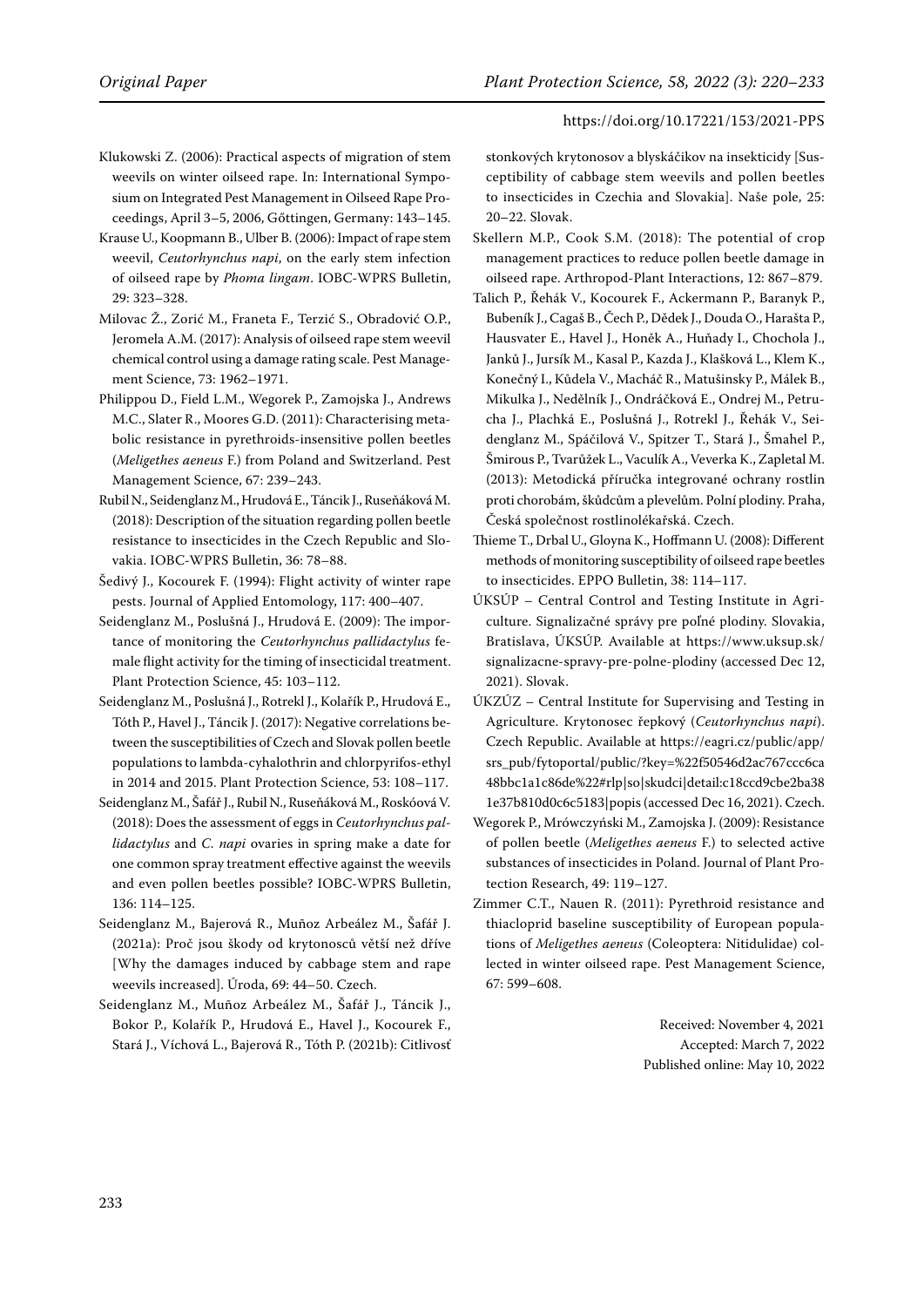Klukowski Z. (2006): Practical aspects of migration of stem weevils on winter oilseed rape. In: International Symposium on Integrated Pest Management in Oilseed Rape Proceedings, April 3–5, 2006, Gőttingen, Germany: 143–145.

Krause U., Koopmann B., Ulber B. (2006): Impact of rape stem weevil, *Ceutorhynchus napi*, on the early stem infection of oilseed rape by *Phoma lingam*. IOBC-WPRS Bulletin, 29: 323–328.

Milovac Ž., Zorić M., Franeta F., Terzić S., Obradović O.P., Jeromela A.M. (2017): Analysis of oilseed rape stem weevil chemical control using a damage rating scale. Pest Management Science, 73: 1962–1971.

Philippou D., Field L.M., Wegorek P., Zamojska J., Andrews M.C., Slater R., Moores G.D. (2011): Characterising metabolic resistance in pyrethroids-insensitive pollen beetles (*Meligethes aeneus* F.) from Poland and Switzerland. Pest Management Science, 67: 239–243.

Rubil N., Seidenglanz M., Hrudová E., Táncik J., Ruseňáková M. (2018): Description of the situation regarding pollen beetle resistance to insecticides in the Czech Republic and Slovakia. IOBC-WPRS Bulletin, 36: 78–88.

Šedivý J., Kocourek F. (1994): Flight activity of winter rape pests. Journal of Applied Entomology, 117: 400–407.

Seidenglanz M., Poslušná J., Hrudová E. (2009): The importance of monitoring the *Ceutorhynchus pallidactylus* female flight activity for the timing of insecticidal treatment. Plant Protection Science, 45: 103–112.

Seidenglanz M., Poslušná J., Rotrekl J., Kolařík P., Hrudová E., Tóth P., Havel J., Táncik J. (2017): Negative correlations between the susceptibilities of Czech and Slovak pollen beetle populations to lambda-cyhalothrin and chlorpyrifos-ethyl in 2014 and 2015. Plant Protection Science, 53: 108–117.

Seidenglanz M., Šafář J., Rubil N., Ruseňáková M., Roskóová V. (2018): Does the assessment of eggs in *Ceutorhynchus pallidactylus* and *C. napi* ovaries in spring make a date for one common spray treatment effective against the weevils and even pollen beetles possible? IOBC-WPRS Bulletin, 136: 114–125.

Seidenglanz M., Bajerová R., Muňoz Arbeález M., Šafář J. (2021a): Proč jsou škody od krytonosců větší než dříve [Why the damages induced by cabbage stem and rape weevils increased]. Úroda, 69: 44–50. Czech.

Seidenglanz M., Muňoz Arbeález M., Šafář J., Táncik J., Bokor P., Kolařík P., Hrudová E., Havel J., Kocourek F., Stará J., Víchová L., Bajerová R., Tóth P. (2021b): Citlivosť stonkových krytonosov a blyskáčikov na insekticidy [Susceptibility of cabbage stem weevils and pollen beetles to insecticides in Czechia and Slovakia]. Naše pole, 25: 20–22. Slovak.

Skellern M.P., Cook S.M. (2018): The potential of crop management practices to reduce pollen beetle damage in oilseed rape. Arthropod-Plant Interactions, 12: 867–879.

Talich P., Řehák V., Kocourek F., Ackermann P., Baranyk P., Bubeník J., Cagaš B., Čech P., Dědek J., Douda O., Harašta P., Hausvater E., Havel J., Honěk A., Huňady I., Chochola J., Janků J., Jursík M., Kasal P., Kazda J., Klašková L., Klem K., Konečný I., Kůdela V., Macháč R., Matušinsky P., Málek B., Mikulka J., Nedělník J., Ondráčková E., Ondrej M., Petrucha J., Plachká E., Poslušná J., Rotrekl J., Řehák V., Seidenglanz M., Spáčilová V., Spitzer T., Stará J., Šmahel P., Šmirous P., Tvarůžek L., Vaculík A., Veverka K., Zapletal M. (2013): Metodická příručka integrované ochrany rostlin proti chorobám, škůdcům a plevelům. Polní plodiny. Praha, Česká společnost rostlinolékařská. Czech.

Thieme T., Drbal U., Gloyna K., Hoffmann U. (2008): Different methods of monitoring susceptibility of oilseed rape beetles to insecticides. EPPO Bulletin, 38: 114–117.

ÚKSÚP – Central Control and Testing Institute in Agriculture. Signalizačné správy pre poľné plodiny. Slovakia, Bratislava, ÚKSÚP. Available at https://www.uksup.sk/signalizacne-spravy-pre-polne-plodiny (accessed Dec 12, 2021). Slovak.

ÚKZÚZ – Central Institute for Supervising and Testing in Agriculture. Krytonosec řepkový (*Ceutorhynchus napi*). Czech Republic. Available at https://eagri.cz/public/app/srs_pub/fytoportal/public/?key=%22f50546d2ac767ccc6ca48bbc1a1c86de%22#rlp|so|skudci|detail:c18ccd9cbe2ba381e37b810d0c6c5183|popis (accessed Dec 16, 2021). Czech.

Wegorek P., Mrówczyński M., Zamojska J. (2009): Resistance of pollen beetle (*Meligethes aeneus* F.) to selected active substances of insecticides in Poland. Journal of Plant Protection Research, 49: 119–127.

Zimmer C.T., Nauen R. (2011): Pyrethroid resistance and thiacloprid baseline susceptibility of European populations of *Meligethes aeneus* (Coleoptera: Nitidulidae) collected in winter oilseed rape. Pest Management Science, 67: 599–608.

Received: November 4, 2021
Accepted: March 7, 2022
Published online: May 10, 2022